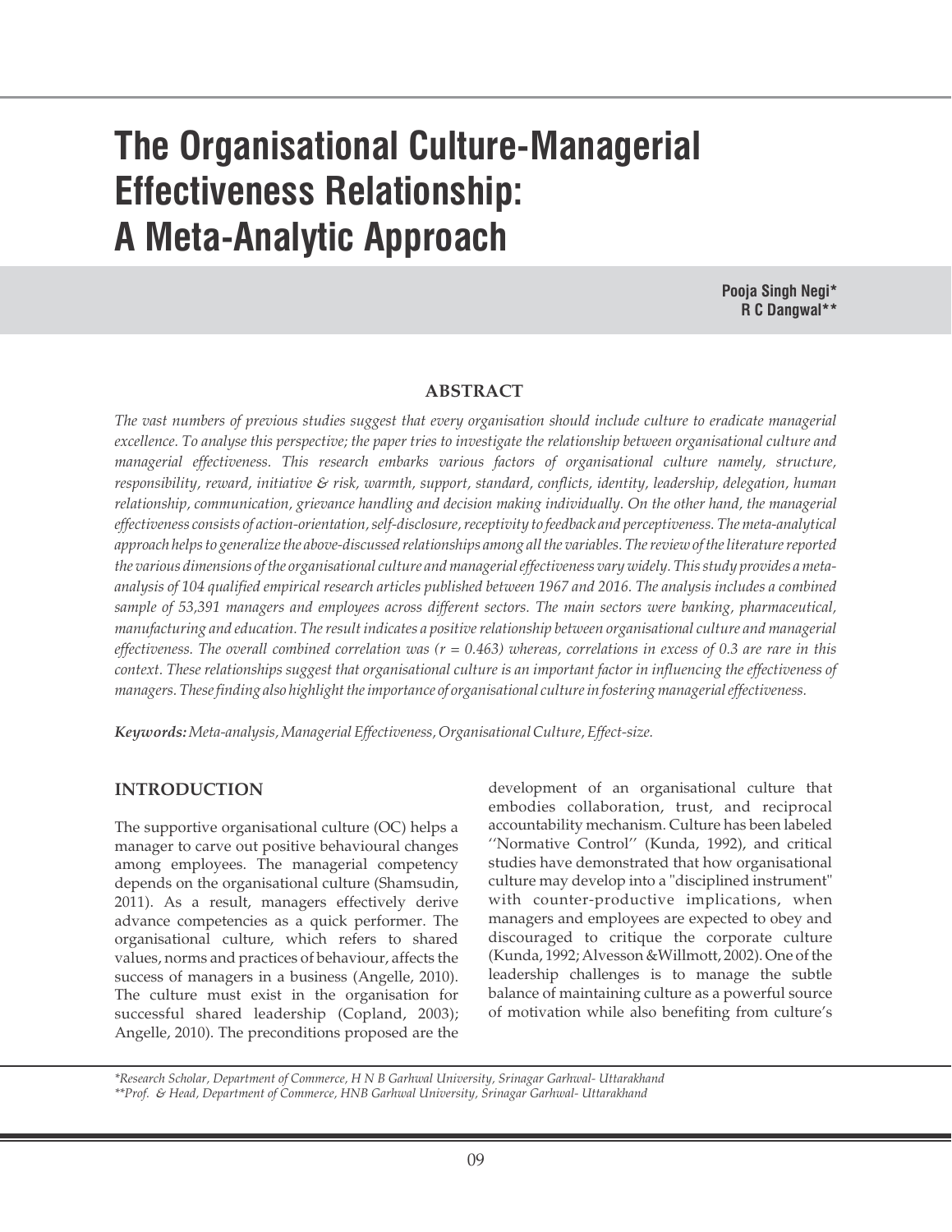# The Organisational Culture-Managerial Effectiveness Relationship: A Meta-Analytic Approach

**Pooja Singh Negi***
**R C Dangwal****

## ABSTRACT

*The vast numbers of previous studies suggest that every organisation should include culture to eradicate managerial excellence. To analyse this perspective; the paper tries to investigate the relationship between organisational culture and managerial effectiveness. This research embarks various factors of organisational culture namely, structure, responsibility, reward, initiative & risk, warmth, support, standard, conflicts, identity, leadership, delegation, human relationship, communication, grievance handling and decision making individually. On the other hand, the managerial effectiveness consists of action-orientation, self-disclosure, receptivity to feedback and perceptiveness. The meta-analytical approach helps to generalize the above-discussed relationships among all the variables. The review of the literature reported the various dimensions of the organisational culture and managerial effectiveness vary widely. This study provides a meta-analysis of 104 qualified empirical research articles published between 1967 and 2016. The analysis includes a combined sample of 53,391 managers and employees across different sectors. The main sectors were banking, pharmaceutical, manufacturing and education. The result indicates a positive relationship between organisational culture and managerial effectiveness. The overall combined correlation was ($r = 0.463$) whereas, correlations in excess of 0.3 are rare in this context. These relationships suggest that organisational culture is an important factor in influencing the effectiveness of managers. These finding also highlight the importance of organisational culture in fostering managerial effectiveness.*

***Keywords:*** *Meta-analysis, Managerial Effectiveness, Organisational Culture, Effect-size.*

## INTRODUCTION

The supportive organisational culture (OC) helps a manager to carve out positive behavioural changes among employees. The managerial competency depends on the organisational culture (Shamsudin, 2011). As a result, managers effectively derive advance competencies as a quick performer. The organisational culture, which refers to shared values, norms and practices of behaviour, affects the success of managers in a business (Angelle, 2010). The culture must exist in the organisation for successful shared leadership (Copland, 2003); Angelle, 2010). The preconditions proposed are the development of an organisational culture that embodies collaboration, trust, and reciprocal accountability mechanism. Culture has been labeled ''Normative Control'' (Kunda, 1992), and critical studies have demonstrated that how organisational culture may develop into a "disciplined instrument" with counter-productive implications, when managers and employees are expected to obey and discouraged to critique the corporate culture (Kunda, 1992; Alvesson &Willmott, 2002). One of the leadership challenges is to manage the subtle balance of maintaining culture as a powerful source of motivation while also benefiting from culture's

*\*Research Scholar, Department of Commerce, H N B Garhwal University, Srinagar Garhwal- Uttarakhand*
*\*\*Prof. & Head, Department of Commerce, HNB Garhwal University, Srinagar Garhwal- Uttarakhand*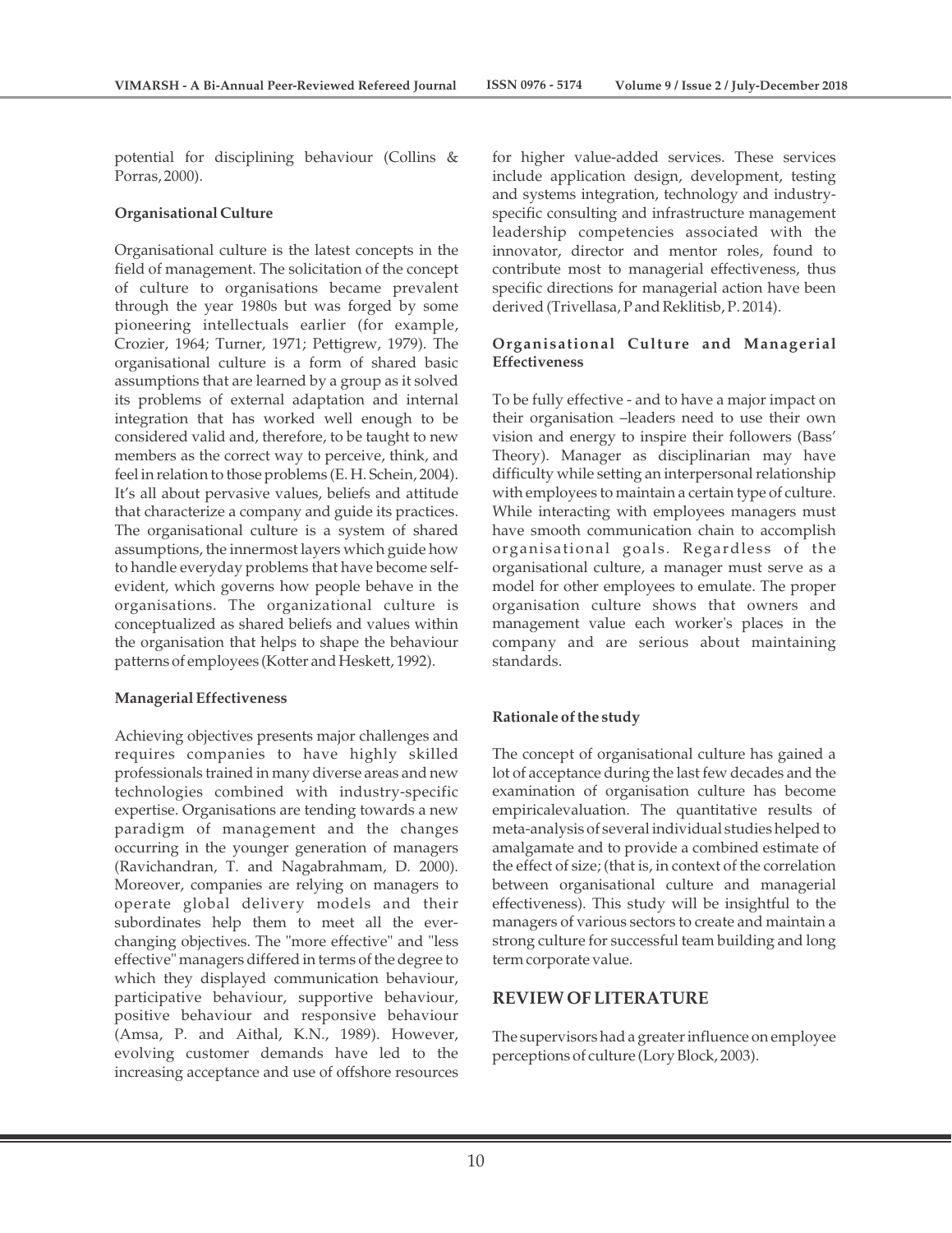potential for disciplining behaviour (Collins & Porras, 2000).

**Organisational Culture**

Organisational culture is the latest concepts in the field of management. The solicitation of the concept of culture to organisations became prevalent through the year 1980s but was forged by some pioneering intellectuals earlier (for example, Crozier, 1964; Turner, 1971; Pettigrew, 1979). The organisational culture is a form of shared basic assumptions that are learned by a group as it solved its problems of external adaptation and internal integration that has worked well enough to be considered valid and, therefore, to be taught to new members as the correct way to perceive, think, and feel in relation to those problems (E. H. Schein, 2004). It's all about pervasive values, beliefs and attitude that characterize a company and guide its practices. The organisational culture is a system of shared assumptions, the innermost layers which guide how to handle everyday problems that have become self-evident, which governs how people behave in the organisations. The organizational culture is conceptualized as shared beliefs and values within the organisation that helps to shape the behaviour patterns of employees (Kotter and Heskett, 1992).

**Managerial Effectiveness**

Achieving objectives presents major challenges and requires companies to have highly skilled professionals trained in many diverse areas and new technologies combined with industry-specific expertise. Organisations are tending towards a new paradigm of management and the changes occurring in the younger generation of managers (Ravichandran, T. and Nagabrahmam, D. 2000). Moreover, companies are relying on managers to operate global delivery models and their subordinates help them to meet all the ever-changing objectives. The "more effective" and "less effective" managers differed in terms of the degree to which they displayed communication behaviour, participative behaviour, supportive behaviour, positive behaviour and responsive behaviour (Amsa, P. and Aithal, K.N., 1989). However, evolving customer demands have led to the increasing acceptance and use of offshore resources for higher value-added services. These services include application design, development, testing and systems integration, technology and industry-specific consulting and infrastructure management leadership competencies associated with the innovator, director and mentor roles, found to contribute most to managerial effectiveness, thus specific directions for managerial action have been derived (Trivellasa, P and Reklitisb, P. 2014).

**Organisational Culture and Managerial Effectiveness**

To be fully effective - and to have a major impact on their organisation –leaders need to use their own vision and energy to inspire their followers (Bass' Theory). Manager as disciplinarian may have difficulty while setting an interpersonal relationship with employees to maintain a certain type of culture. While interacting with employees managers must have smooth communication chain to accomplish organisational goals. Regardless of the organisational culture, a manager must serve as a model for other employees to emulate. The proper organisation culture shows that owners and management value each worker's places in the company and are serious about maintaining standards.

**Rationale of the study**

The concept of organisational culture has gained a lot of acceptance during the last few decades and the examination of organisation culture has become empiricalevaluation. The quantitative results of meta-analysis of several individual studies helped to amalgamate and to provide a combined estimate of the effect of size; (that is, in context of the correlation between organisational culture and managerial effectiveness). This study will be insightful to the managers of various sectors to create and maintain a strong culture for successful team building and long term corporate value.

## REVIEW OF LITERATURE

The supervisors had a greater influence on employee perceptions of culture (Lory Block, 2003).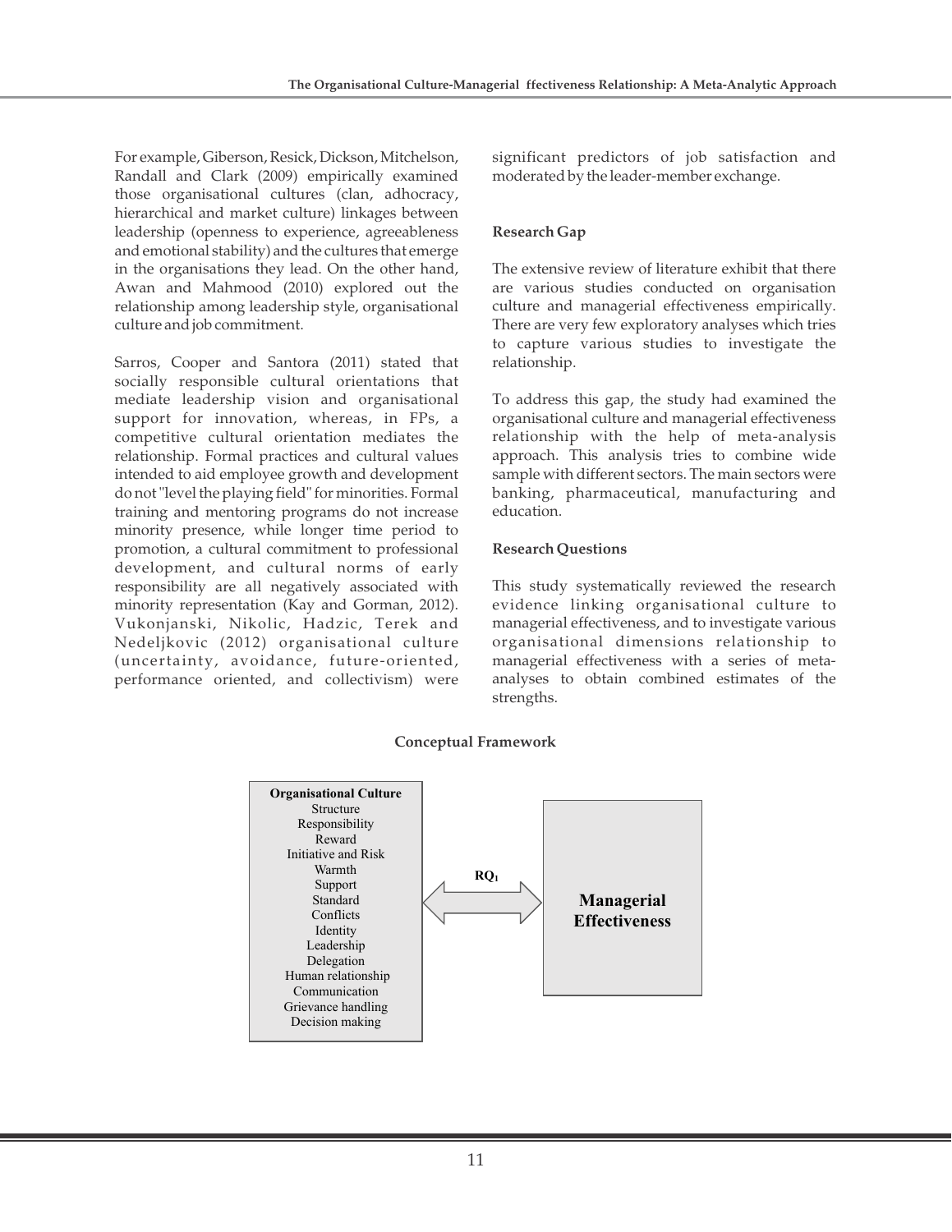For example, Giberson, Resick, Dickson, Mitchelson, Randall and Clark (2009) empirically examined those organisational cultures (clan, adhocracy, hierarchical and market culture) linkages between leadership (openness to experience, agreeableness and emotional stability) and the cultures that emerge in the organisations they lead. On the other hand, Awan and Mahmood (2010) explored out the relationship among leadership style, organisational culture and job commitment.

Sarros, Cooper and Santora (2011) stated that socially responsible cultural orientations that mediate leadership vision and organisational support for innovation, whereas, in FPs, a competitive cultural orientation mediates the relationship. Formal practices and cultural values intended to aid employee growth and development do not "level the playing field" for minorities. Formal training and mentoring programs do not increase minority presence, while longer time period to promotion, a cultural commitment to professional development, and cultural norms of early responsibility are all negatively associated with minority representation (Kay and Gorman, 2012). Vukonjanski, Nikolic, Hadzic, Terek and Nedeljkovic (2012) organisational culture (uncertainty, avoidance, future-oriented, performance oriented, and collectivism) were significant predictors of job satisfaction and moderated by the leader-member exchange.

**Research Gap**

The extensive review of literature exhibit that there are various studies conducted on organisation culture and managerial effectiveness empirically. There are very few exploratory analyses which tries to capture various studies to investigate the relationship.

To address this gap, the study had examined the organisational culture and managerial effectiveness relationship with the help of meta-analysis approach. This analysis tries to combine wide sample with different sectors. The main sectors were banking, pharmaceutical, manufacturing and education.

**Research Questions**

This study systematically reviewed the research evidence linking organisational culture to managerial effectiveness, and to investigate various organisational dimensions relationship to managerial effectiveness with a series of meta-analyses to obtain combined estimates of the strengths.

**Conceptual Framework**

**Organisational Culture**
Structure
Responsibility
Reward
Initiative and Risk
Warmth
Support
Standard
Conflicts
Identity
Leadership
Delegation
Human relationship
Communication
Grievance handling
Decision making

$RQ_1$

**Managerial Effectiveness**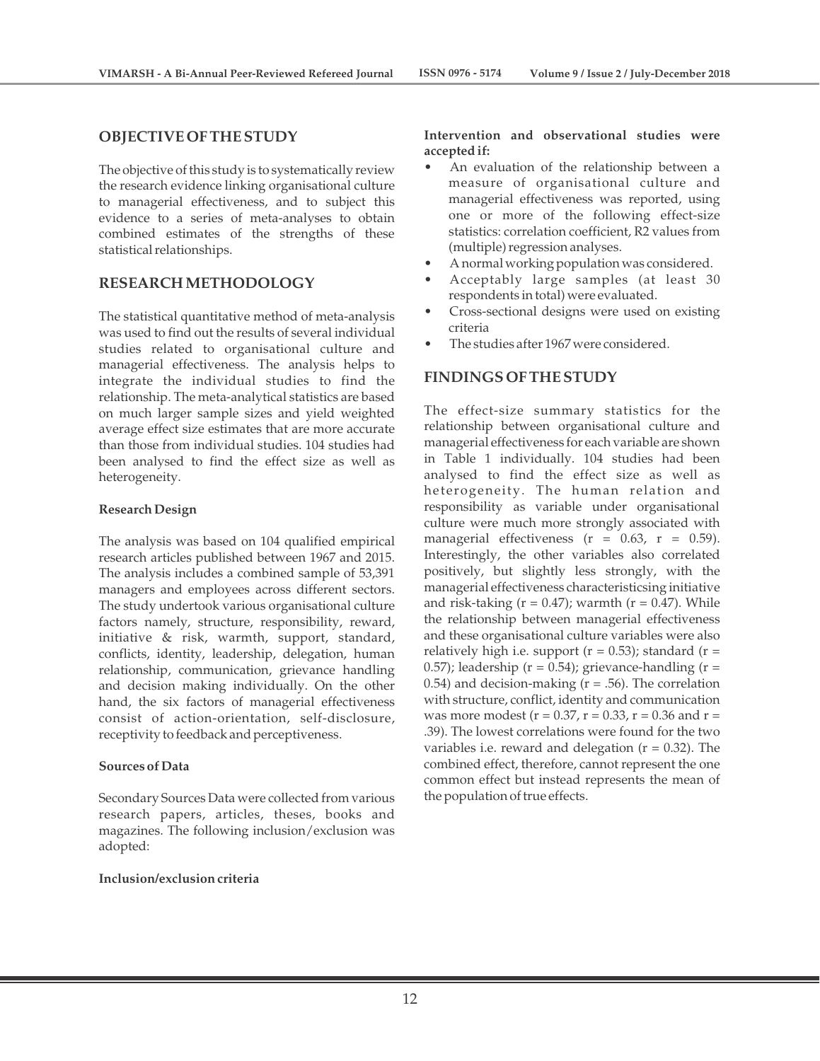## OBJECTIVE OF THE STUDY

The objective of this study is to systematically review the research evidence linking organisational culture to managerial effectiveness, and to subject this evidence to a series of meta-analyses to obtain combined estimates of the strengths of these statistical relationships.

## RESEARCH METHODOLOGY

The statistical quantitative method of meta-analysis was used to find out the results of several individual studies related to organisational culture and managerial effectiveness. The analysis helps to integrate the individual studies to find the relationship. The meta-analytical statistics are based on much larger sample sizes and yield weighted average effect size estimates that are more accurate than those from individual studies. 104 studies had been analysed to find the effect size as well as heterogeneity.

### Research Design

The analysis was based on 104 qualified empirical research articles published between 1967 and 2015. The analysis includes a combined sample of 53,391 managers and employees across different sectors. The study undertook various organisational culture factors namely, structure, responsibility, reward, initiative & risk, warmth, support, standard, conflicts, identity, leadership, delegation, human relationship, communication, grievance handling and decision making individually. On the other hand, the six factors of managerial effectiveness consist of action-orientation, self-disclosure, receptivity to feedback and perceptiveness.

### Sources of Data

Secondary Sources Data were collected from various research papers, articles, theses, books and magazines. The following inclusion/exclusion was adopted:

### Inclusion/exclusion criteria

**Intervention and observational studies were accepted if:**

- An evaluation of the relationship between a measure of organisational culture and managerial effectiveness was reported, using one or more of the following effect-size statistics: correlation coefficient, R2 values from (multiple) regression analyses.
- A normal working population was considered.
- Acceptably large samples (at least 30 respondents in total) were evaluated.
- Cross-sectional designs were used on existing criteria
- The studies after 1967 were considered.

## FINDINGS OF THE STUDY

The effect-size summary statistics for the relationship between organisational culture and managerial effectiveness for each variable are shown in Table 1 individually. 104 studies had been analysed to find the effect size as well as heterogeneity. The human relation and responsibility as variable under organisational culture were much more strongly associated with managerial effectiveness ($r = 0.63$, $r = 0.59$). Interestingly, the other variables also correlated positively, but slightly less strongly, with the managerial effectiveness characteristicsing initiative and risk-taking ($r = 0.47$); warmth ($r = 0.47$). While the relationship between managerial effectiveness and these organisational culture variables were also relatively high i.e. support ($r = 0.53$); standard ($r = 0.57$); leadership ($r = 0.54$); grievance-handling ($r = 0.54$) and decision-making ($r = .56$). The correlation with structure, conflict, identity and communication was more modest ($r = 0.37$, $r = 0.33$, $r = 0.36$ and $r = .39$). The lowest correlations were found for the two variables i.e. reward and delegation ($r = 0.32$). The combined effect, therefore, cannot represent the one common effect but instead represents the mean of the population of true effects.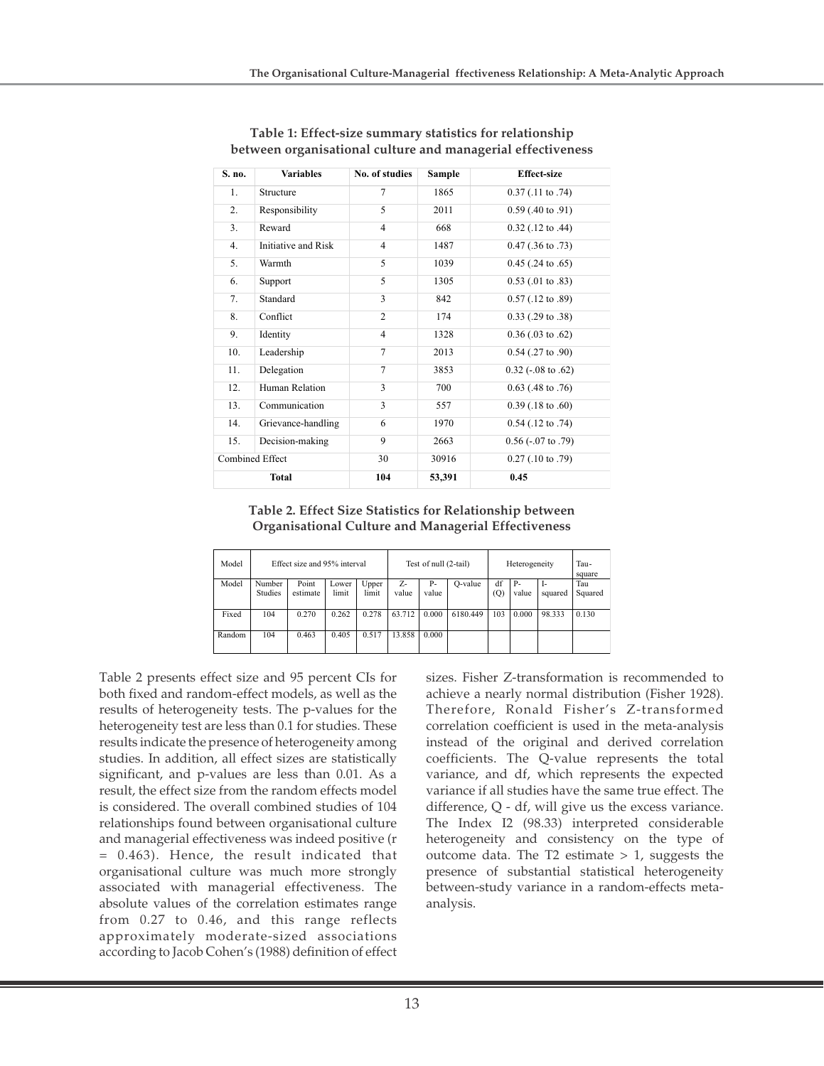**Table 1: Effect-size summary statistics for relationship between organisational culture and managerial effectiveness**

| S. no. | Variables | No. of studies | Sample | Effect-size |
|---|---|---|---|---|
| 1. | Structure | 7 | 1865 | 0.37 (.11 to .74) |
| 2. | Responsibility | 5 | 2011 | 0.59 (.40 to .91) |
| 3. | Reward | 4 | 668 | 0.32 (.12 to .44) |
| 4. | Initiative and Risk | 4 | 1487 | 0.47 (.36 to .73) |
| 5. | Warmth | 5 | 1039 | 0.45 (.24 to .65) |
| 6. | Support | 5 | 1305 | 0.53 (.01 to .83) |
| 7. | Standard | 3 | 842 | 0.57 (.12 to .89) |
| 8. | Conflict | 2 | 174 | 0.33 (.29 to .38) |
| 9. | Identity | 4 | 1328 | 0.36 (.03 to .62) |
| 10. | Leadership | 7 | 2013 | 0.54 (.27 to .90) |
| 11. | Delegation | 7 | 3853 | 0.32 (-.08 to .62) |
| 12. | Human Relation | 3 | 700 | 0.63 (.48 to .76) |
| 13. | Communication | 3 | 557 | 0.39 (.18 to .60) |
| 14. | Grievance-handling | 6 | 1970 | 0.54 (.12 to .74) |
| 15. | Decision-making | 9 | 2663 | 0.56 (-.07 to .79) |
| Combined Effect | | 30 | 30916 | 0.27 (.10 to .79) |
| **Total** | | **104** | **53,391** | **0.45** |

**Table 2. Effect Size Statistics for Relationship between Organisational Culture and Managerial Effectiveness**

| Model | Effect size and 95% interval | | | | Test of null (2-tail) | | Heterogeneity | | | | Tau-square |
|---|---|---|---|---|---|---|---|---|---|---|---|
| Model | Number Studies | Point estimate | Lower limit | Upper limit | Z-value | P-value | Q-value | df (Q) | P-value | I-squared | Tau Squared |
| Fixed | 104 | 0.270 | 0.262 | 0.278 | 63.712 | 0.000 | 6180.449 | 103 | 0.000 | 98.333 | 0.130 |
| Random | 104 | 0.463 | 0.405 | 0.517 | 13.858 | 0.000 | | | | | |

Table 2 presents effect size and 95 percent CIs for both fixed and random-effect models, as well as the results of heterogeneity tests. The p-values for the heterogeneity test are less than 0.1 for studies. These results indicate the presence of heterogeneity among studies. In addition, all effect sizes are statistically significant, and p-values are less than 0.01. As a result, the effect size from the random effects model is considered. The overall combined studies of 104 relationships found between organisational culture and managerial effectiveness was indeed positive (r = 0.463). Hence, the result indicated that organisational culture was much more strongly associated with managerial effectiveness. The absolute values of the correlation estimates range from 0.27 to 0.46, and this range reflects approximately moderate-sized associations according to Jacob Cohen's (1988) definition of effect sizes. Fisher Z-transformation is recommended to achieve a nearly normal distribution (Fisher 1928). Therefore, Ronald Fisher's Z-transformed correlation coefficient is used in the meta-analysis instead of the original and derived correlation coefficients. The Q-value represents the total variance, and df, which represents the expected variance if all studies have the same true effect. The difference, Q - df, will give us the excess variance. The Index I2 (98.33) interpreted considerable heterogeneity and consistency on the type of outcome data. The T2 estimate > 1, suggests the presence of substantial statistical heterogeneity between-study variance in a random-effects meta-analysis.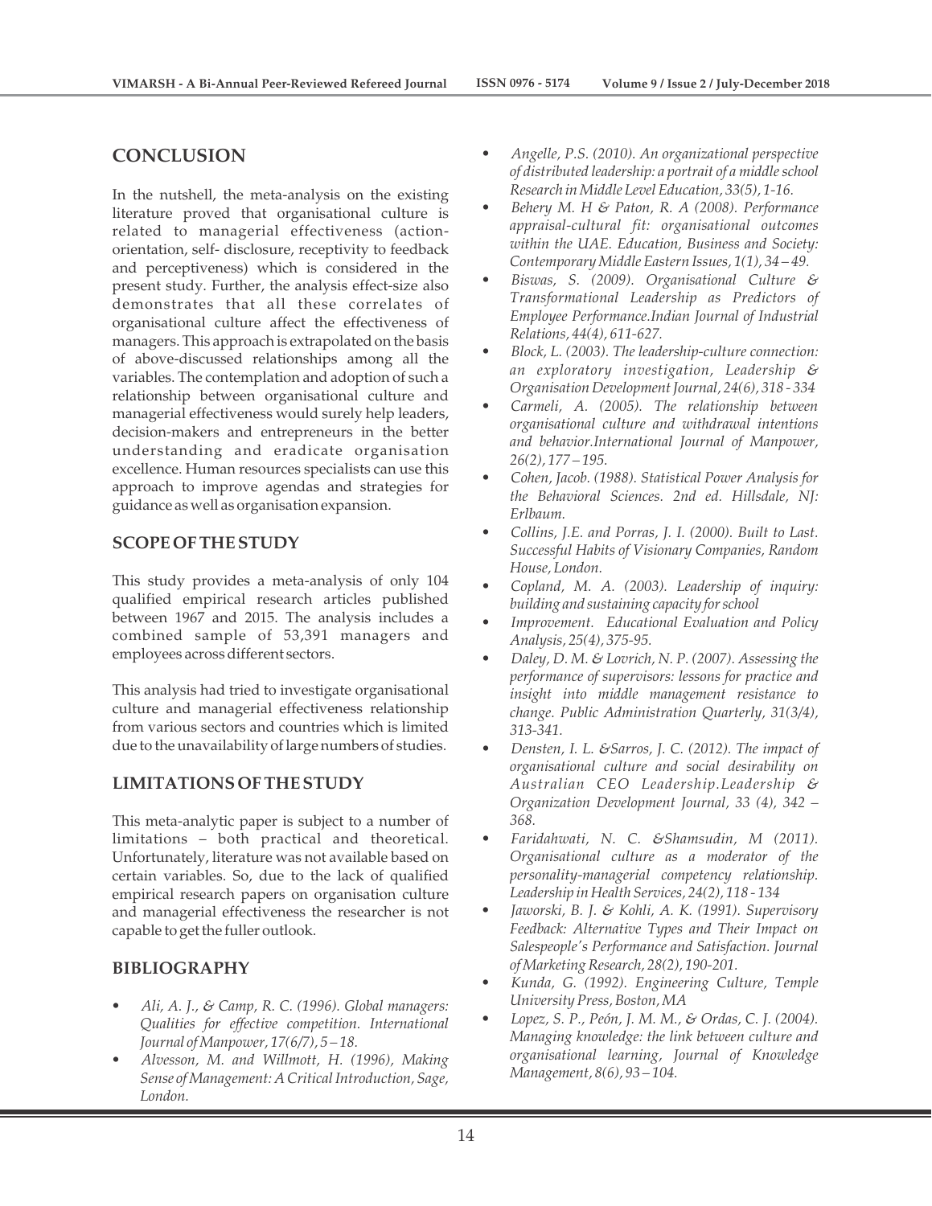## CONCLUSION

In the nutshell, the meta-analysis on the existing literature proved that organisational culture is related to managerial effectiveness (action-orientation, self- disclosure, receptivity to feedback and perceptiveness) which is considered in the present study. Further, the analysis effect-size also demonstrates that all these correlates of organisational culture affect the effectiveness of managers. This approach is extrapolated on the basis of above-discussed relationships among all the variables. The contemplation and adoption of such a relationship between organisational culture and managerial effectiveness would surely help leaders, decision-makers and entrepreneurs in the better understanding and eradicate organisation excellence. Human resources specialists can use this approach to improve agendas and strategies for guidance as well as organisation expansion.

## SCOPE OF THE STUDY

This study provides a meta-analysis of only 104 qualified empirical research articles published between 1967 and 2015. The analysis includes a combined sample of 53,391 managers and employees across different sectors.

This analysis had tried to investigate organisational culture and managerial effectiveness relationship from various sectors and countries which is limited due to the unavailability of large numbers of studies.

## LIMITATIONS OF THE STUDY

This meta-analytic paper is subject to a number of limitations – both practical and theoretical. Unfortunately, literature was not available based on certain variables. So, due to the lack of qualified empirical research papers on organisation culture and managerial effectiveness the researcher is not capable to get the fuller outlook.

## BIBLIOGRAPHY

- *Ali, A. J., & Camp, R. C. (1996). Global managers: Qualities for effective competition. International Journal of Manpower, 17(6/7), 5 – 18.*
- *Alvesson, M. and Willmott, H. (1996), Making Sense of Management: A Critical Introduction, Sage, London.*
- *Angelle, P.S. (2010). An organizational perspective of distributed leadership: a portrait of a middle school Research in Middle Level Education, 33(5), 1-16.*
- *Behery M. H & Paton, R. A (2008). Performance appraisal-cultural fit: organisational outcomes within the UAE. Education, Business and Society: Contemporary Middle Eastern Issues, 1(1), 34 – 49.*
- *Biswas, S. (2009). Organisational Culture & Transformational Leadership as Predictors of Employee Performance.Indian Journal of Industrial Relations, 44(4), 611-627.*
- *Block, L. (2003). The leadership-culture connection: an exploratory investigation, Leadership & Organisation Development Journal, 24(6), 318 - 334*
- *Carmeli, A. (2005). The relationship between organisational culture and withdrawal intentions and behavior.International Journal of Manpower, 26(2), 177 – 195.*
- *Cohen, Jacob. (1988). Statistical Power Analysis for the Behavioral Sciences. 2nd ed. Hillsdale, NJ: Erlbaum.*
- *Collins, J.E. and Porras, J. I. (2000). Built to Last. Successful Habits of Visionary Companies, Random House, London.*
- *Copland, M. A. (2003). Leadership of inquiry: building and sustaining capacity for school*
- *Improvement. Educational Evaluation and Policy Analysis, 25(4), 375-95.*
- *Daley, D. M. & Lovrich, N. P. (2007). Assessing the performance of supervisors: lessons for practice and insight into middle management resistance to change. Public Administration Quarterly, 31(3/4), 313-341.*
- *Densten, I. L. &Sarros, J. C. (2012). The impact of organisational culture and social desirability on Australian CEO Leadership.Leadership & Organization Development Journal, 33 (4), 342 – 368.*
- *Faridahwati, N. C. &Shamsudin, M (2011). Organisational culture as a moderator of the personality-managerial competency relationship. Leadership in Health Services, 24(2), 118 - 134*
- *Jaworski, B. J. & Kohli, A. K. (1991). Supervisory Feedback: Alternative Types and Their Impact on Salespeople's Performance and Satisfaction. Journal of Marketing Research, 28(2), 190-201.*
- *Kunda, G. (1992). Engineering Culture, Temple University Press, Boston, MA*
- *Lopez, S. P., Peón, J. M. M., & Ordas, C. J. (2004). Managing knowledge: the link between culture and organisational learning, Journal of Knowledge Management, 8(6), 93 – 104.*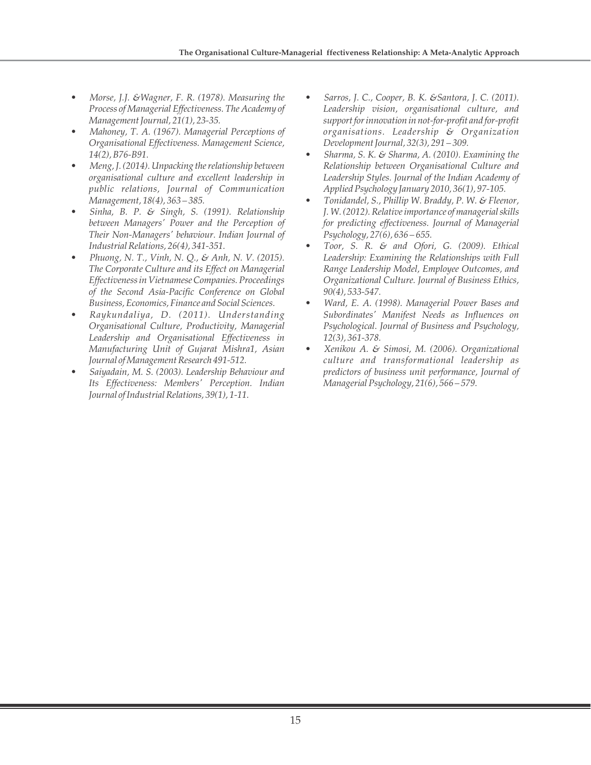- *Morse, J.J. &Wagner, F. R. (1978). Measuring the Process of Managerial Effectiveness. The Academy of Management Journal, 21(1), 23-35.*
- *Mahoney, T. A. (1967). Managerial Perceptions of Organisational Effectiveness. Management Science, 14(2), B76-B91.*
- *Meng, J. (2014). Unpacking the relationship between organisational culture and excellent leadership in public relations, Journal of Communication Management, 18(4), 363 – 385.*
- *Sinha, B. P. & Singh, S. (1991). Relationship between Managers' Power and the Perception of Their Non-Managers' behaviour. Indian Journal of Industrial Relations, 26(4), 341-351.*
- *Phuong, N. T., Vinh, N. Q., & Anh, N. V. (2015). The Corporate Culture and its Effect on Managerial Effectiveness in Vietnamese Companies. Proceedings of the Second Asia-Pacific Conference on Global Business, Economics, Finance and Social Sciences.*
- *Raykundaliya, D. (2011). Understanding Organisational Culture, Productivity, Managerial Leadership and Organisational Effectiveness in Manufacturing Unit of Gujarat Mishra1, Asian Journal of Management Research 491-512.*
- *Saiyadain, M. S. (2003). Leadership Behaviour and Its Effectiveness: Members' Perception. Indian Journal of Industrial Relations, 39(1), 1-11.*
- *Sarros, J. C., Cooper, B. K. &Santora, J. C. (2011). Leadership vision, organisational culture, and support for innovation in not-for-profit and for-profit organisations. Leadership & Organization Development Journal, 32(3), 291 – 309.*
- *Sharma, S. K. & Sharma, A. (2010). Examining the Relationship between Organisational Culture and Leadership Styles. Journal of the Indian Academy of Applied Psychology January 2010, 36(1), 97-105.*
- *Tonidandel, S., Phillip W. Braddy, P. W. & Fleenor, J. W. (2012). Relative importance of managerial skills for predicting effectiveness. Journal of Managerial Psychology, 27(6), 636 – 655.*
- *Toor, S. R. & and Ofori, G. (2009). Ethical Leadership: Examining the Relationships with Full Range Leadership Model, Employee Outcomes, and Organizational Culture. Journal of Business Ethics, 90(4), 533-547.*
- *Ward, E. A. (1998). Managerial Power Bases and Subordinates' Manifest Needs as Influences on Psychological. Journal of Business and Psychology, 12(3), 361-378.*
- *Xenikou A. & Simosi, M. (2006). Organizational culture and transformational leadership as predictors of business unit performance, Journal of Managerial Psychology, 21(6), 566 – 579.*